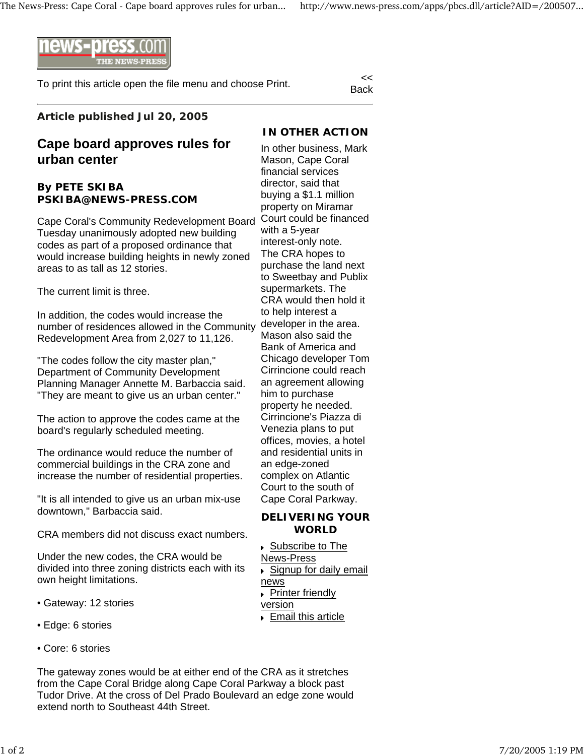news-press.com THE NEWS-PRESS

To print this article open the file menu and choose Print.

<< Back

**Article published Jul 20, 2005**

# Cape board approves rules for urban center

**By PETE SKIBA**
**PSKIBA@NEWS-PRESS.COM**

Cape Coral's Community Redevelopment Board Tuesday unanimously adopted new building codes as part of a proposed ordinance that would increase building heights in newly zoned areas to as tall as 12 stories.

The current limit is three.

In addition, the codes would increase the number of residences allowed in the Community Redevelopment Area from 2,027 to 11,126.

"The codes follow the city master plan," Department of Community Development Planning Manager Annette M. Barbaccia said. "They are meant to give us an urban center."

The action to approve the codes came at the board's regularly scheduled meeting.

The ordinance would reduce the number of commercial buildings in the CRA zone and increase the number of residential properties.

"It is all intended to give us an urban mix-use downtown," Barbaccia said.

CRA members did not discuss exact numbers.

Under the new codes, the CRA would be divided into three zoning districts each with its own height limitations.

- Gateway: 12 stories
- Edge: 6 stories
- Core: 6 stories

The gateway zones would be at either end of the CRA as it stretches from the Cape Coral Bridge along Cape Coral Parkway a block past Tudor Drive. At the cross of Del Prado Boulevard an edge zone would extend north to Southeast 44th Street.

## IN OTHER ACTION

In other business, Mark Mason, Cape Coral financial services director, said that buying a $1.1 million property on Miramar Court could be financed with a 5-year interest-only note.
The CRA hopes to purchase the land next to Sweetbay and Publix supermarkets. The CRA would then hold it to help interest a developer in the area.
Mason also said the Bank of America and Chicago developer Tom Cirrincione could reach an agreement allowing him to purchase property he needed. Cirrincione's Piazza di Venezia plans to put offices, movies, a hotel and residential units in an edge-zoned complex on Atlantic Court to the south of Cape Coral Parkway.

## DELIVERING YOUR WORLD

- Subscribe to The News-Press
- Signup for daily email news
- Printer friendly version
- Email this article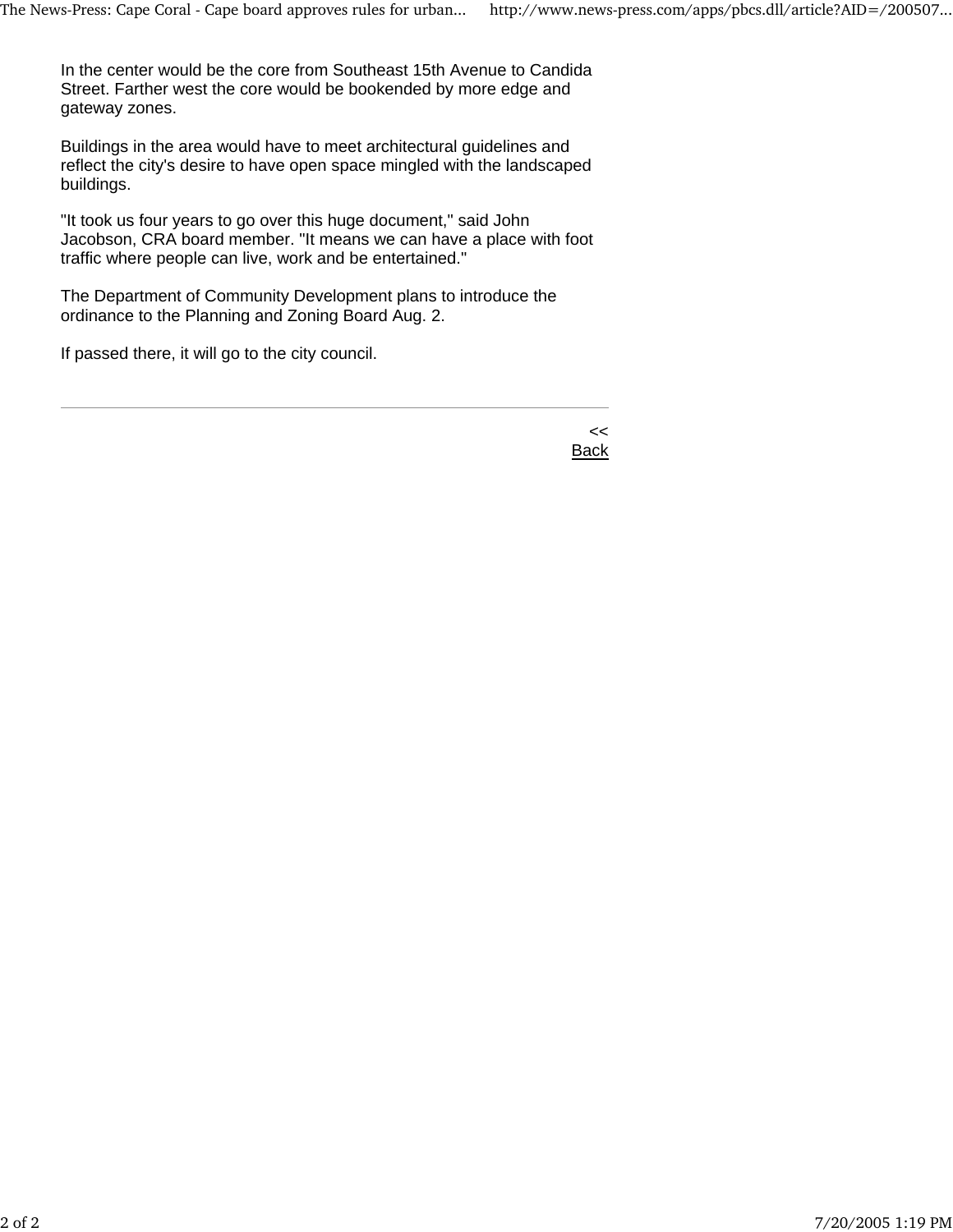In the center would be the core from Southeast 15th Avenue to Candida Street. Farther west the core would be bookended by more edge and gateway zones.

Buildings in the area would have to meet architectural guidelines and reflect the city's desire to have open space mingled with the landscaped buildings.

"It took us four years to go over this huge document," said John Jacobson, CRA board member. "It means we can have a place with foot traffic where people can live, work and be entertained."

The Department of Community Development plans to introduce the ordinance to the Planning and Zoning Board Aug. 2.

If passed there, it will go to the city council.

---

<< Back